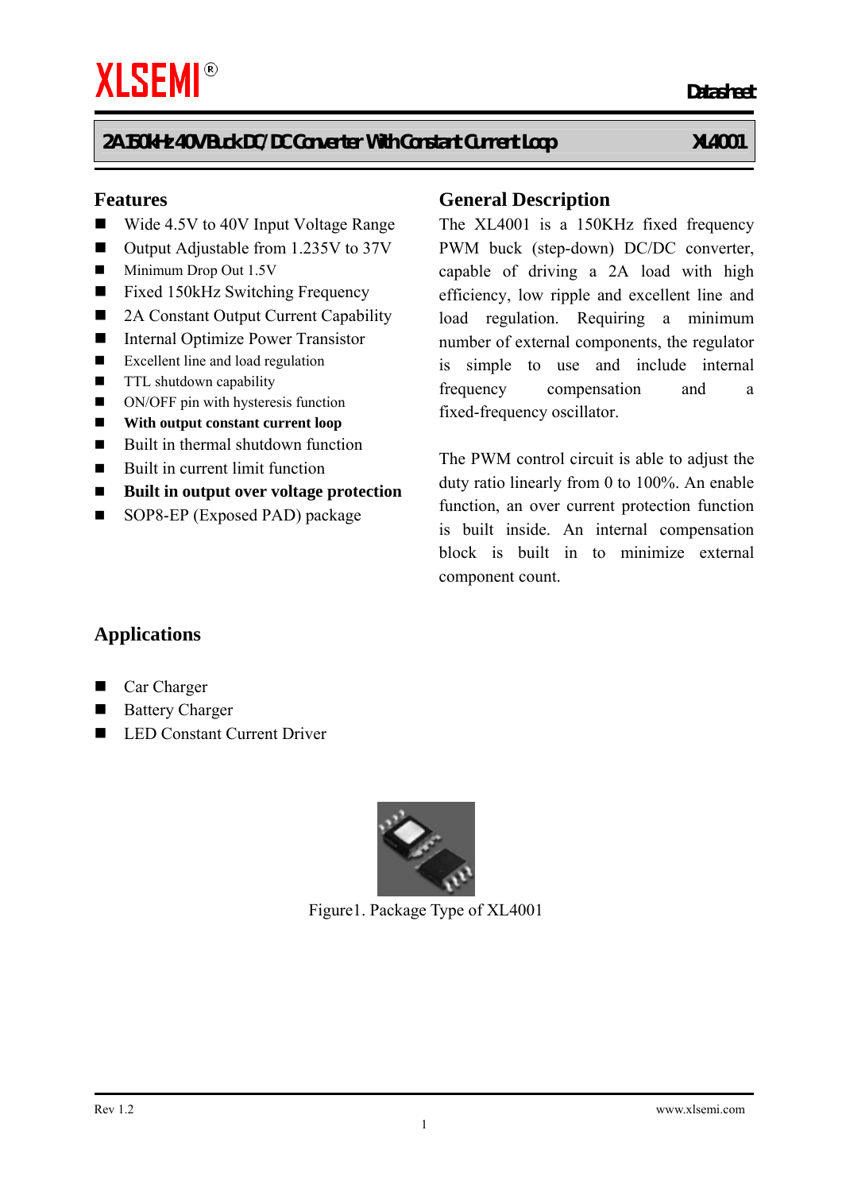XLSEMI®

Datasheet

## 2A 150KHz 40V Buck DC/DC Converter With Constant Current Loop — XL4001

## Features

- Wide 4.5V to 40V Input Voltage Range
- Output Adjustable from 1.235V to 37V
- Minimum Drop Out 1.5V
- Fixed 150kHz Switching Frequency
- 2A Constant Output Current Capability
- Internal Optimize Power Transistor
- Excellent line and load regulation
- TTL shutdown capability
- ON/OFF pin with hysteresis function
- **With output constant current loop**
- Built in thermal shutdown function
- Built in current limit function
- **Built in output over voltage protection**
- SOP8-EP (Exposed PAD) package

## General Description

The XL4001 is a 150KHz fixed frequency PWM buck (step-down) DC/DC converter, capable of driving a 2A load with high efficiency, low ripple and excellent line and load regulation. Requiring a minimum number of external components, the regulator is simple to use and include internal frequency compensation and a fixed-frequency oscillator.

The PWM control circuit is able to adjust the duty ratio linearly from 0 to 100%. An enable function, an over current protection function is built inside. An internal compensation block is built in to minimize external component count.

## Applications

- Car Charger
- Battery Charger
- LED Constant Current Driver

Figure1. Package Type of XL4001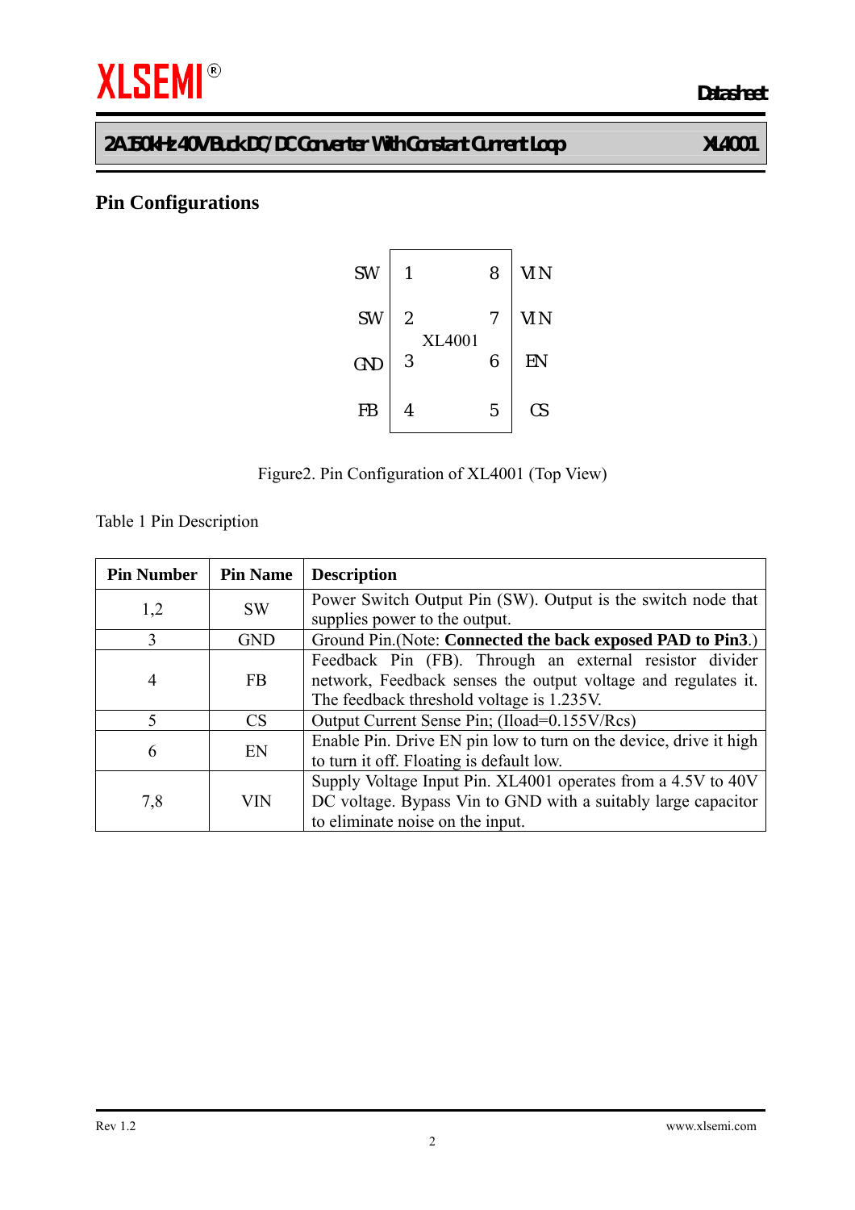## Pin Configurations

| | | | |
|---|---|---|---|
| SW | 1 | 8 | VIN |
| SW | 2 | 7 | VIN |
| GND | 3 | 6 | EN |
| FB | 4 | 5 | CS |

XL4001

Figure2. Pin Configuration of XL4001 (Top View)

Table 1 Pin Description

| Pin Number | Pin Name | Description |
|---|---|---|
| 1,2 | SW | Power Switch Output Pin (SW). Output is the switch node that supplies power to the output. |
| 3 | GND | Ground Pin.(Note: **Connected the back exposed PAD to Pin3**.) |
| 4 | FB | Feedback Pin (FB). Through an external resistor divider network, Feedback senses the output voltage and regulates it. The feedback threshold voltage is 1.235V. |
| 5 | CS | Output Current Sense Pin; (Iload=0.155V/Rcs) |
| 6 | EN | Enable Pin. Drive EN pin low to turn on the device, drive it high to turn it off. Floating is default low. |
| 7,8 | VIN | Supply Voltage Input Pin. XL4001 operates from a 4.5V to 40V DC voltage. Bypass Vin to GND with a suitably large capacitor to eliminate noise on the input. |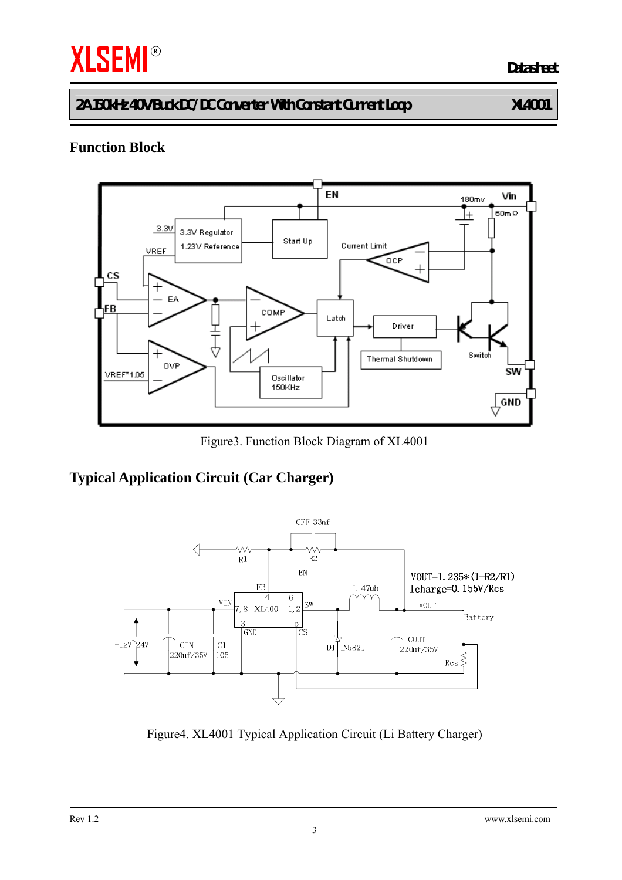## Function Block

Figure3. Function Block Diagram of XL4001

## Typical Application Circuit (Car Charger)

Figure4. XL4001 Typical Application Circuit (Li Battery Charger)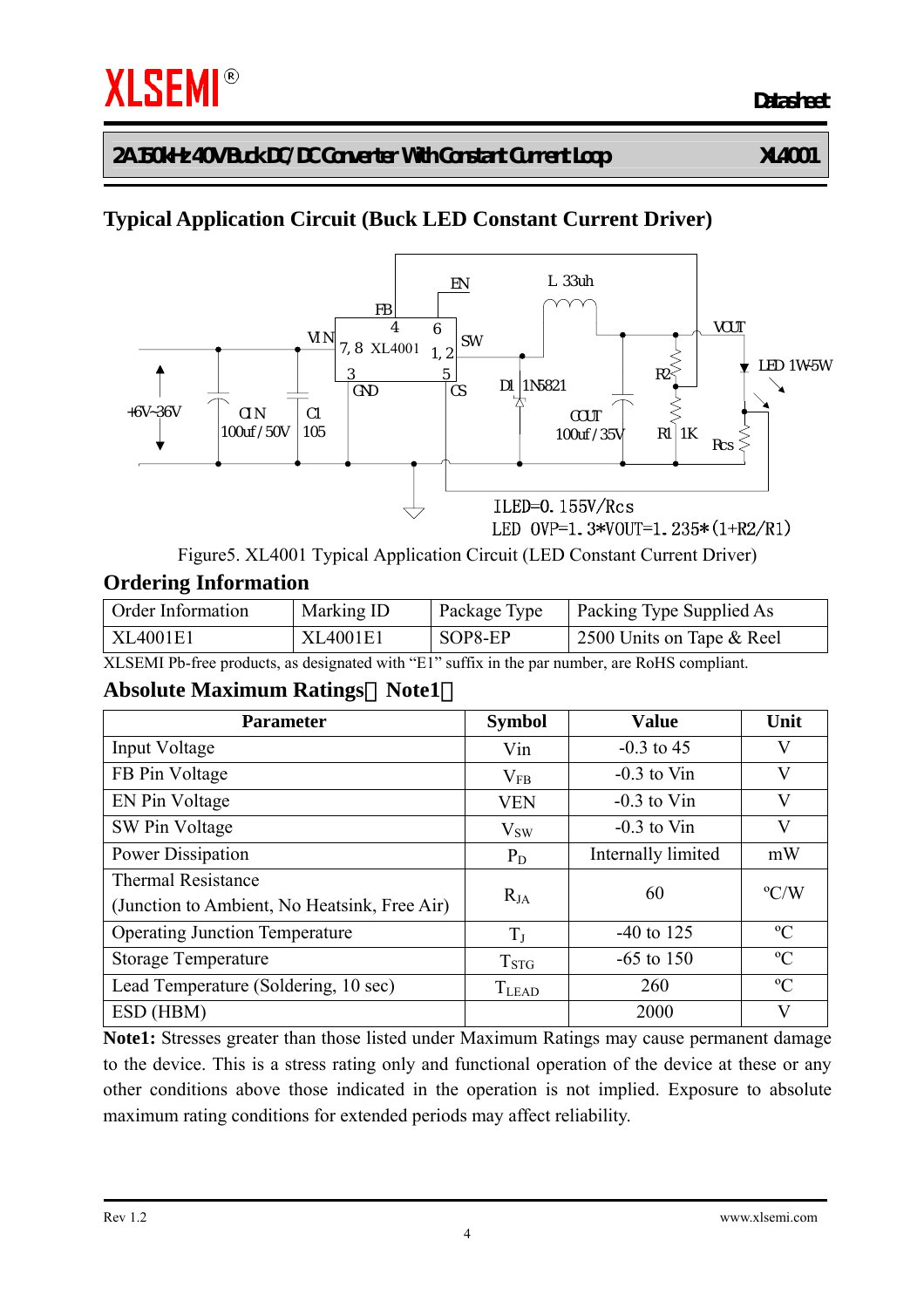## Typical Application Circuit (Buck LED Constant Current Driver)

ILED=0.155V/Rcs

LED OVP=1.3*VOUT=1.235*(1+R2/R1)

Figure5. XL4001 Typical Application Circuit (LED Constant Current Driver)

## Ordering Information

| Order Information | Marking ID | Package Type | Packing Type Supplied As |
|---|---|---|---|
| XL4001E1 | XL4001E1 | SOP8-EP | 2500 Units on Tape & Reel |

XLSEMI Pb-free products, as designated with "E1" suffix in the par number, are RoHS compliant.

## Absolute Maximum Ratings（Note1）

| Parameter | Symbol | Value | Unit |
|---|---|---|---|
| Input Voltage | Vin | -0.3 to 45 | V |
| FB Pin Voltage | $V_{FB}$ | -0.3 to Vin | V |
| EN Pin Voltage | VEN | -0.3 to Vin | V |
| SW Pin Voltage | $V_{SW}$ | -0.3 to Vin | V |
| Power Dissipation | $P_D$ | Internally limited | mW |
| Thermal Resistance (Junction to Ambient, No Heatsink, Free Air) | $R_{JA}$ | 60 | ºC/W |
| Operating Junction Temperature | $T_J$ | -40 to 125 | ºC |
| Storage Temperature | $T_{STG}$ | -65 to 150 | ºC |
| Lead Temperature (Soldering, 10 sec) | $T_{LEAD}$ | 260 | ºC |
| ESD (HBM) | | 2000 | V |

**Note1:** Stresses greater than those listed under Maximum Ratings may cause permanent damage to the device. This is a stress rating only and functional operation of the device at these or any other conditions above those indicated in the operation is not implied. Exposure to absolute maximum rating conditions for extended periods may affect reliability.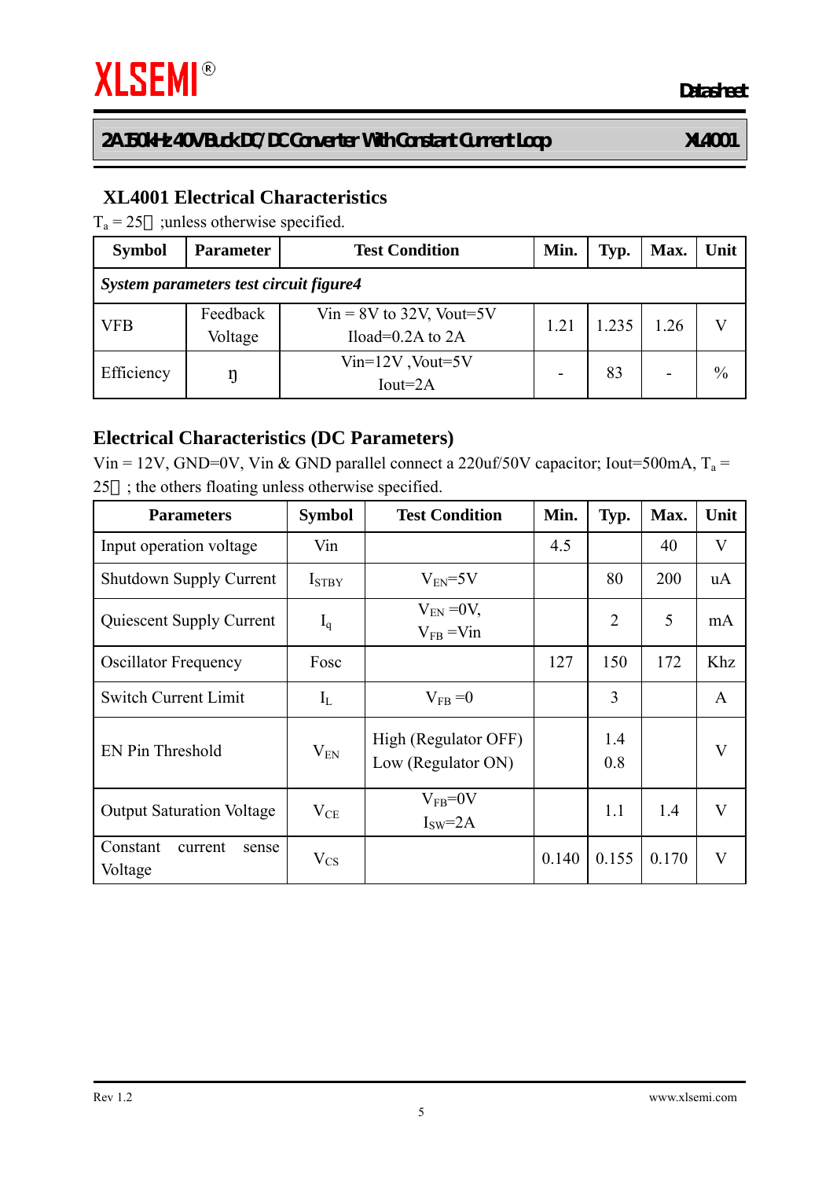## XL4001 Electrical Characteristics

$T_a$ = 25℃ ;unless otherwise specified.

| Symbol | Parameter | Test Condition | Min. | Typ. | Max. | Unit |
|---|---|---|---|---|---|---|
| *System parameters test circuit figure4* | | | | | | |
| VFB | Feedback Voltage | Vin = 8V to 32V, Vout=5V Iload=0.2A to 2A | 1.21 | 1.235 | 1.26 | V |
| Efficiency | ŋ | Vin=12V ,Vout=5V Iout=2A | - | 83 | - | % |

## Electrical Characteristics (DC Parameters)

Vin = 12V, GND=0V, Vin & GND parallel connect a 220uf/50V capacitor; Iout=500mA, $T_a$ = 25℃ ; the others floating unless otherwise specified.

| Parameters | Symbol | Test Condition | Min. | Typ. | Max. | Unit |
|---|---|---|---|---|---|---|
| Input operation voltage | Vin | | 4.5 | | 40 | V |
| Shutdown Supply Current | $I_{STBY}$ | $V_{EN}$=5V | | 80 | 200 | uA |
| Quiescent Supply Current | $I_q$ | $V_{EN}$ =0V, $V_{FB}$ =Vin | | 2 | 5 | mA |
| Oscillator Frequency | Fosc | | 127 | 150 | 172 | Khz |
| Switch Current Limit | $I_L$ | $V_{FB}$ =0 | | 3 | | A |
| EN Pin Threshold | $V_{EN}$ | High (Regulator OFF) Low (Regulator ON) | | 1.4 0.8 | | V |
| Output Saturation Voltage | $V_{CE}$ | $V_{FB}$=0V $I_{SW}$=2A | | 1.1 | 1.4 | V |
| Constant current sense Voltage | $V_{CS}$ | | 0.140 | 0.155 | 0.170 | V |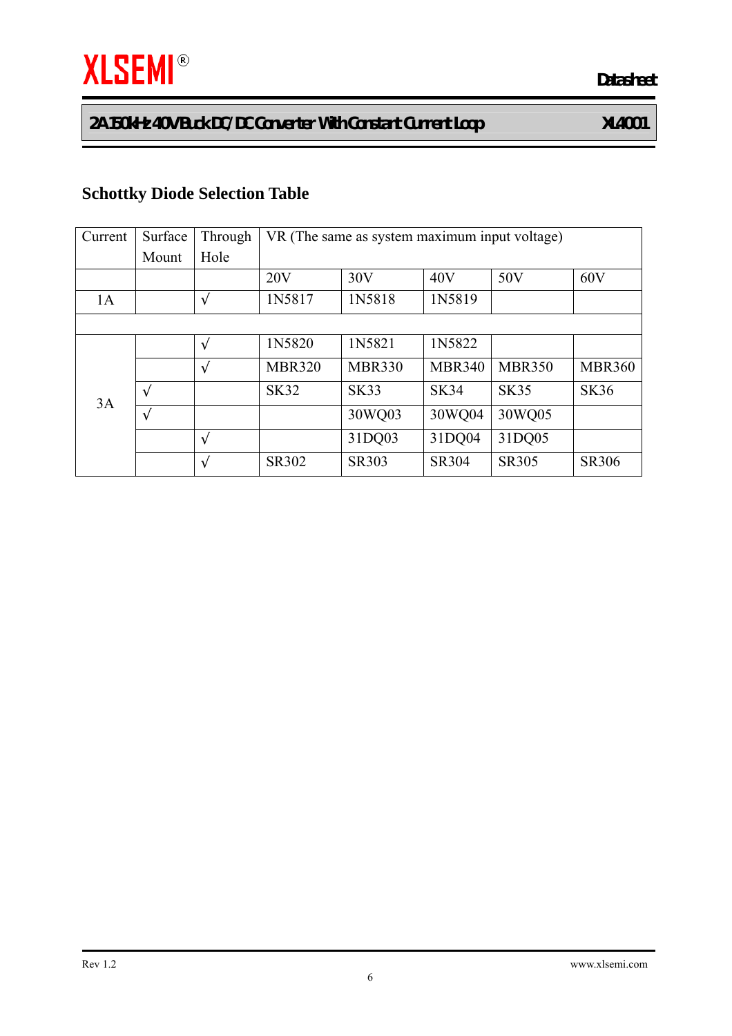## Schottky Diode Selection Table

| Current | Surface Mount | Through Hole | VR (The same as system maximum input voltage) | | | | |
|---|---|---|---|---|---|---|---|
| | | | 20V | 30V | 40V | 50V | 60V |
| 1A | | √ | 1N5817 | 1N5818 | 1N5819 | | |
| | | | | | | | |
| 3A | | √ | 1N5820 | 1N5821 | 1N5822 | | |
| | | √ | MBR320 | MBR330 | MBR340 | MBR350 | MBR360 |
| | √ | | SK32 | SK33 | SK34 | SK35 | SK36 |
| | √ | | | 30WQ03 | 30WQ04 | 30WQ05 | |
| | | √ | | 31DQ03 | 31DQ04 | 31DQ05 | |
| | | √ | SR302 | SR303 | SR304 | SR305 | SR306 |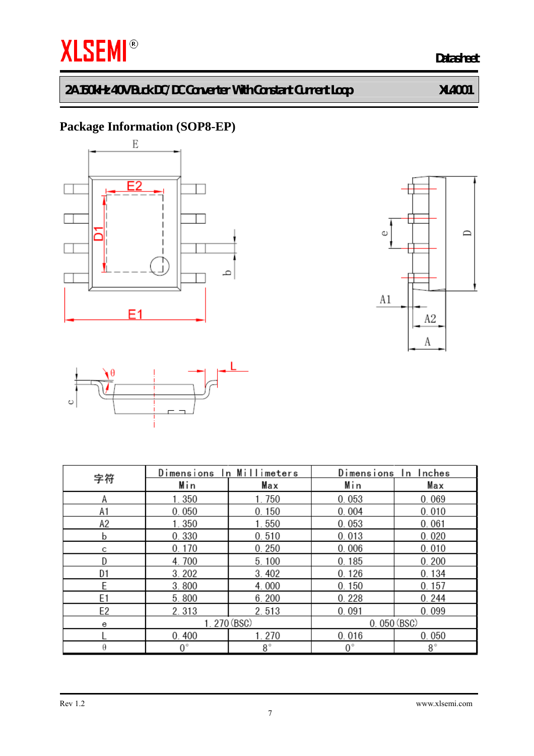## Package Information (SOP8-EP)

E

E2

D1

b

E1

e

D

A1

A2

A

θ

L

c

<table>
<thead>
<tr><th rowspan="2">字符</th><th colspan="2">Dimensions In Millimeters</th><th colspan="2">Dimensions In Inches</th></tr>
<tr><th>Min</th><th>Max</th><th>Min</th><th>Max</th></tr>
</thead>
<tbody>
<tr><td>A</td><td>1.350</td><td>1.750</td><td>0.053</td><td>0.069</td></tr>
<tr><td>A1</td><td>0.050</td><td>0.150</td><td>0.004</td><td>0.010</td></tr>
<tr><td>A2</td><td>1.350</td><td>1.550</td><td>0.053</td><td>0.061</td></tr>
<tr><td>b</td><td>0.330</td><td>0.510</td><td>0.013</td><td>0.020</td></tr>
<tr><td>c</td><td>0.170</td><td>0.250</td><td>0.006</td><td>0.010</td></tr>
<tr><td>D</td><td>4.700</td><td>5.100</td><td>0.185</td><td>0.200</td></tr>
<tr><td>D1</td><td>3.202</td><td>3.402</td><td>0.126</td><td>0.134</td></tr>
<tr><td>E</td><td>3.800</td><td>4.000</td><td>0.150</td><td>0.157</td></tr>
<tr><td>E1</td><td>5.800</td><td>6.200</td><td>0.228</td><td>0.244</td></tr>
<tr><td>E2</td><td>2.313</td><td>2.513</td><td>0.091</td><td>0.099</td></tr>
<tr><td>e</td><td colspan="2">1.270(BSC)</td><td colspan="2">0.050(BSC)</td></tr>
<tr><td>L</td><td>0.400</td><td>1.270</td><td>0.016</td><td>0.050</td></tr>
<tr><td>θ</td><td>0°</td><td>8°</td><td>0°</td><td>8°</td></tr>
</tbody>
</table>